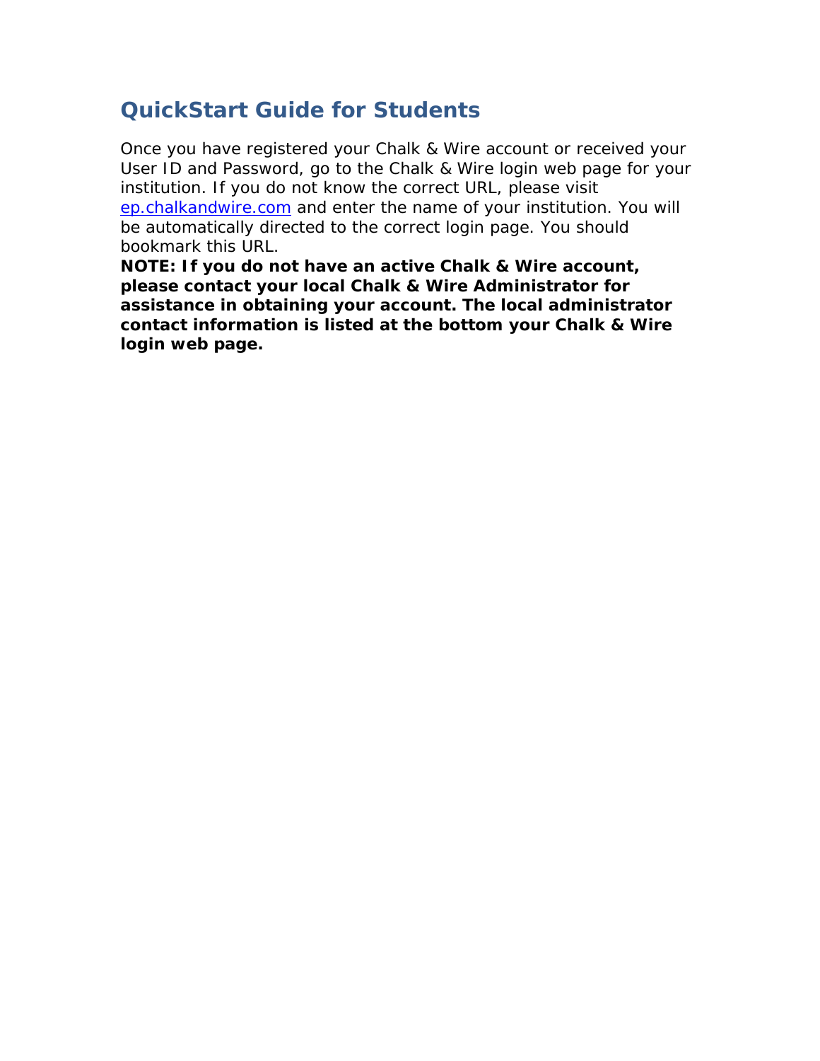# QuickStart Guide for Students

Once you have registered your Chalk & Wire account or received your User ID and Password, go to the Chalk & Wire login web page for your institution. If you do not know the correct URL, please visit [ep.chalkandwire.com](http://ep.chalkandwire.com) and enter the name of your institution. You will be automatically directed to the correct login page. You should bookmark this URL.

**NOTE: If you do not have an active Chalk & Wire account, please contact your local Chalk & Wire Administrator for assistance in obtaining your account. The local administrator contact information is listed at the bottom your Chalk & Wire login web page.**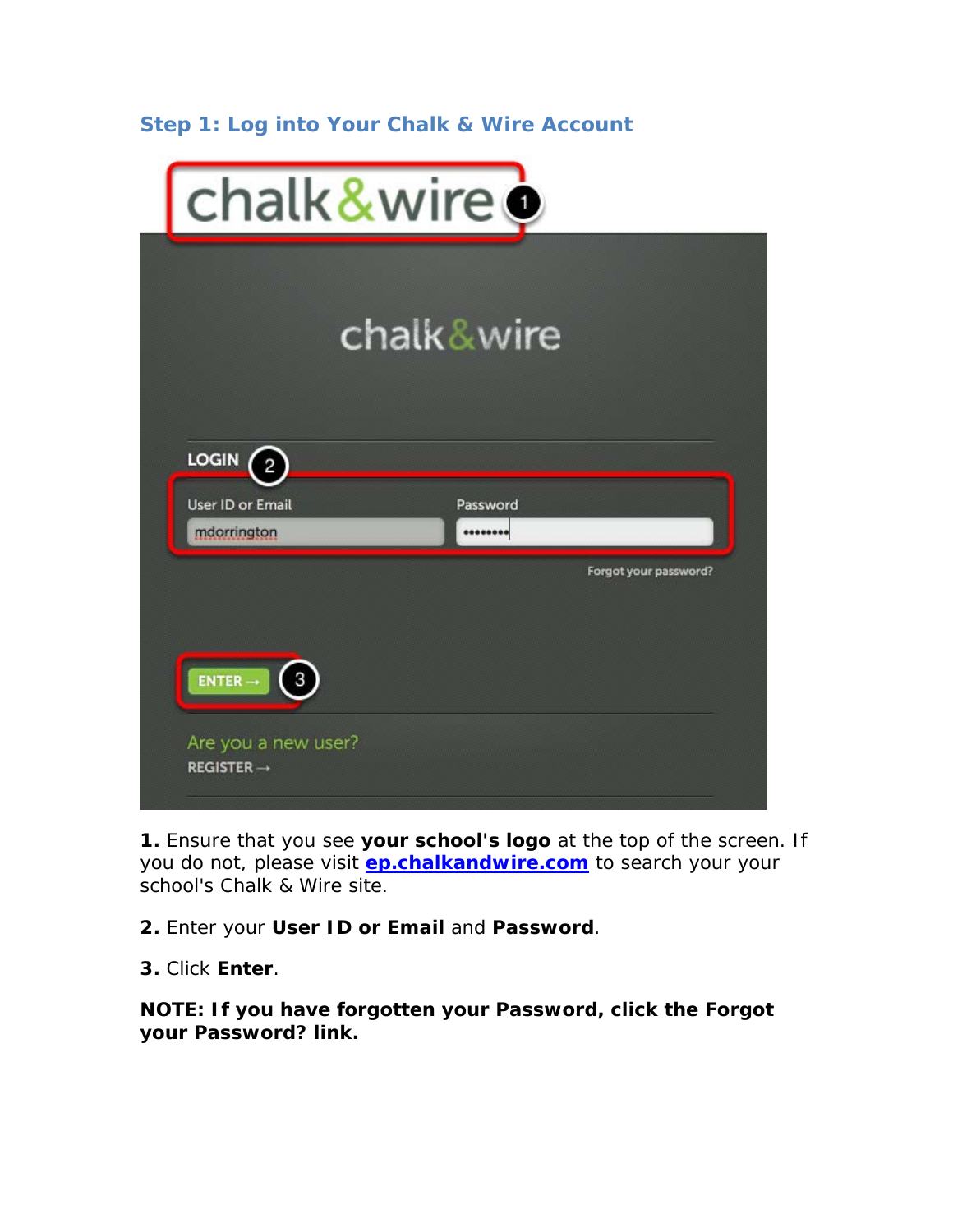### Step 1: Log into Your Chalk & Wire Account

**1.** Ensure that you see **your school's logo** at the top of the screen. If you do not, please visit [ep.chalkandwire.com](ep.chalkandwire.com) to search your your school's Chalk & Wire site.

**2.** Enter your **User ID or Email** and **Password**.

**3.** Click **Enter**.

**NOTE: If you have forgotten your Password, click the Forgot your Password? link.**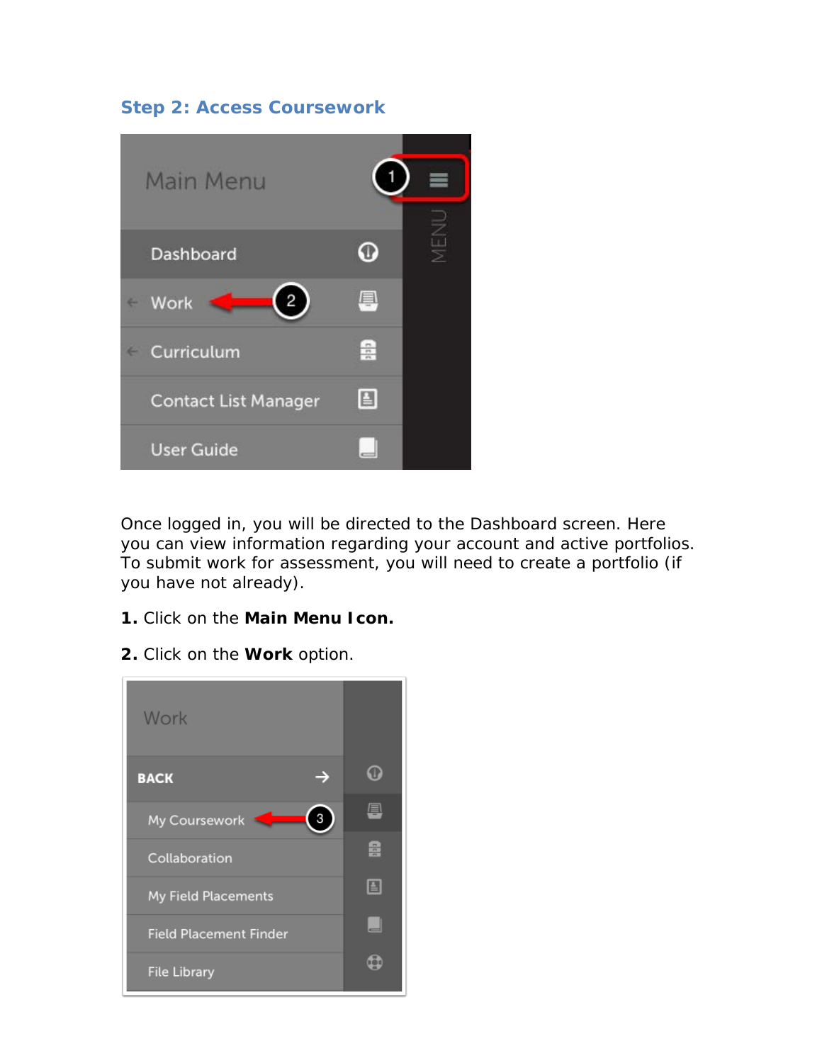## Step 2: Access Coursework

Once logged in, you will be directed to the Dashboard screen. Here you can view information regarding your account and active portfolios. To submit work for assessment, you will need to create a portfolio (if you have not already).

**1.** Click on the **Main Menu Icon.**

**2.** Click on the **Work** option.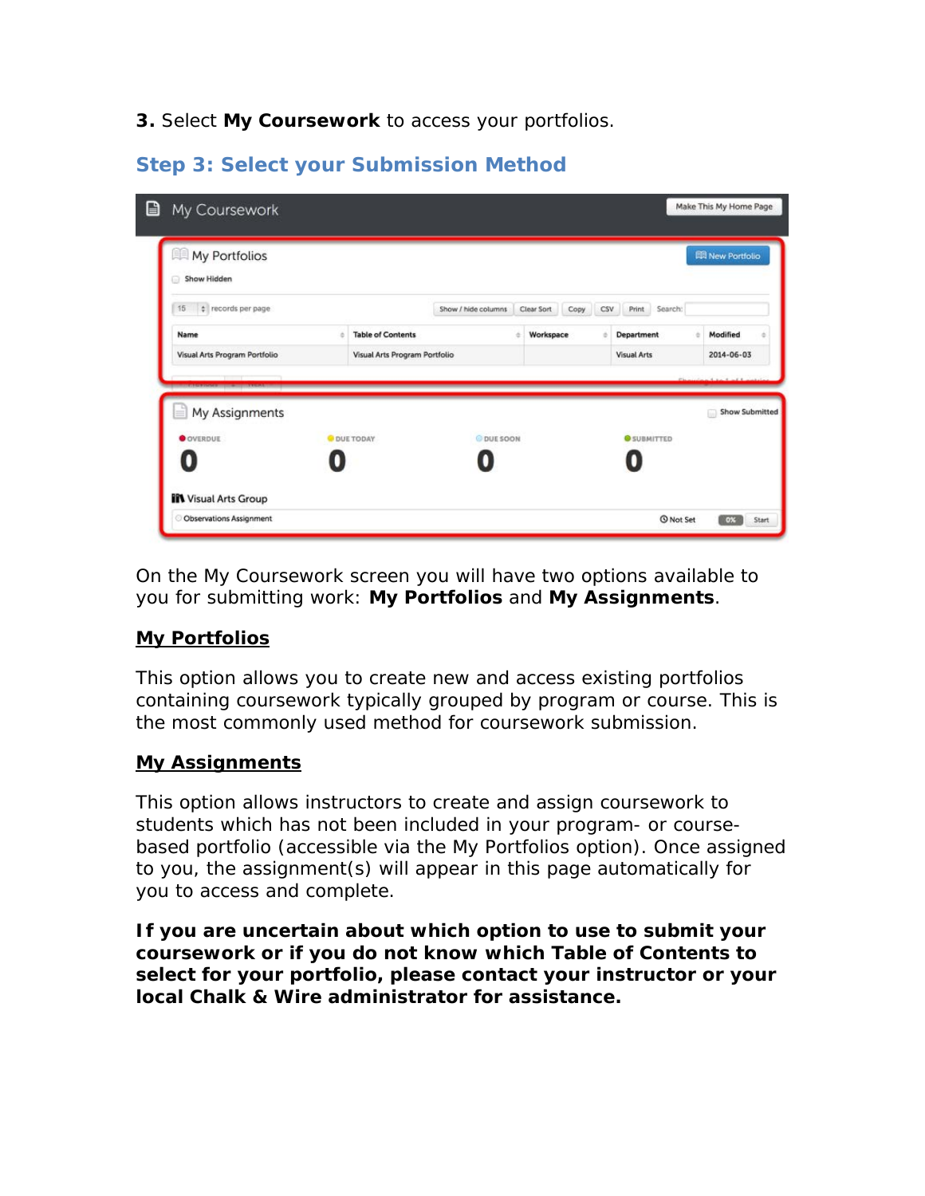**3.** Select **My Coursework** to access your portfolios.

## Step 3: Select your Submission Method

On the My Coursework screen you will have two options available to you for submitting work: **My Portfolios** and **My Assignments**.

**My Portfolios**

This option allows you to create new and access existing portfolios containing coursework typically grouped by program or course. This is the most commonly used method for coursework submission.

**My Assignments**

This option allows instructors to create and assign coursework to students which has not been included in your program- or course-based portfolio (accessible via the My Portfolios option). Once assigned to you, the assignment(s) will appear in this page automatically for you to access and complete.

**If you are uncertain about which option to use to submit your coursework or if you do not know which Table of Contents to select for your portfolio, please contact your instructor or your local Chalk & Wire administrator for assistance.**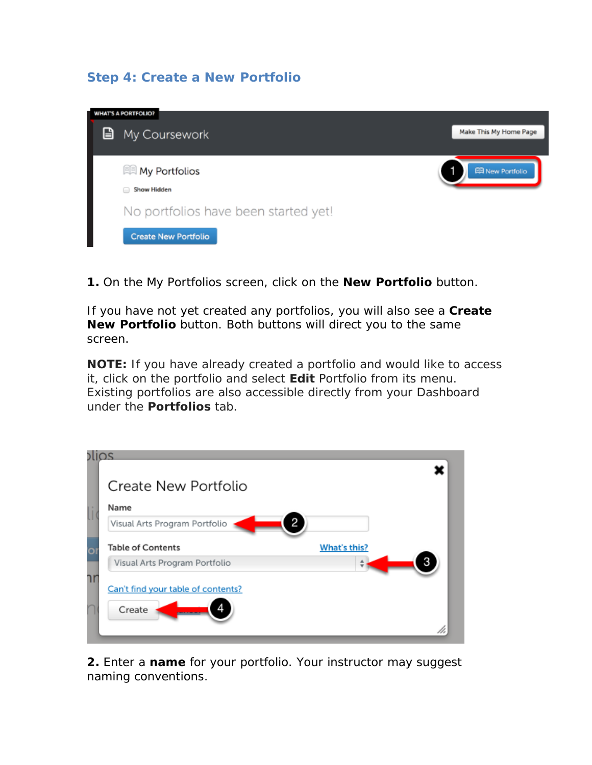## Step 4: Create a New Portfolio

**1.** On the My Portfolios screen, click on the **New Portfolio** button.

If you have not yet created any portfolios, you will also see a **Create New Portfolio** button. Both buttons will direct you to the same screen.

**NOTE:** If you have already created a portfolio and would like to access it, click on the portfolio and select **Edit** Portfolio from its menu. Existing portfolios are also accessible directly from your Dashboard under the **Portfolios** tab.

**2.** Enter a **name** for your portfolio. Your instructor may suggest naming conventions.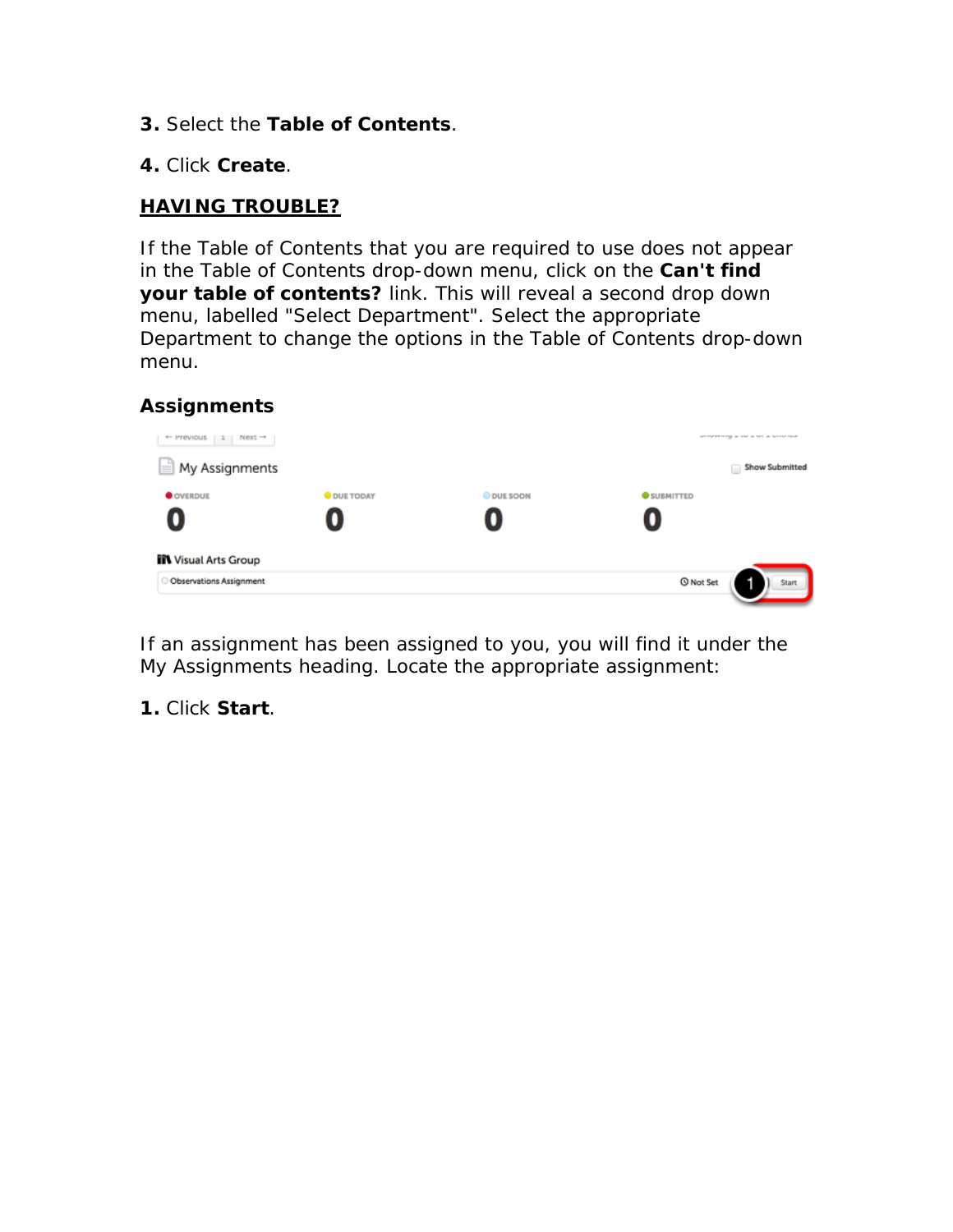**3.** Select the **Table of Contents**.

**4.** Click **Create**.

**HAVING TROUBLE?**

If the Table of Contents that you are required to use does not appear in the Table of Contents drop-down menu, click on the **Can't find your table of contents?** link. This will reveal a second drop down menu, labelled "Select Department". Select the appropriate Department to change the options in the Table of Contents drop-down menu.

### Assignments

If an assignment has been assigned to you, you will find it under the My Assignments heading. Locate the appropriate assignment:

**1.** Click **Start**.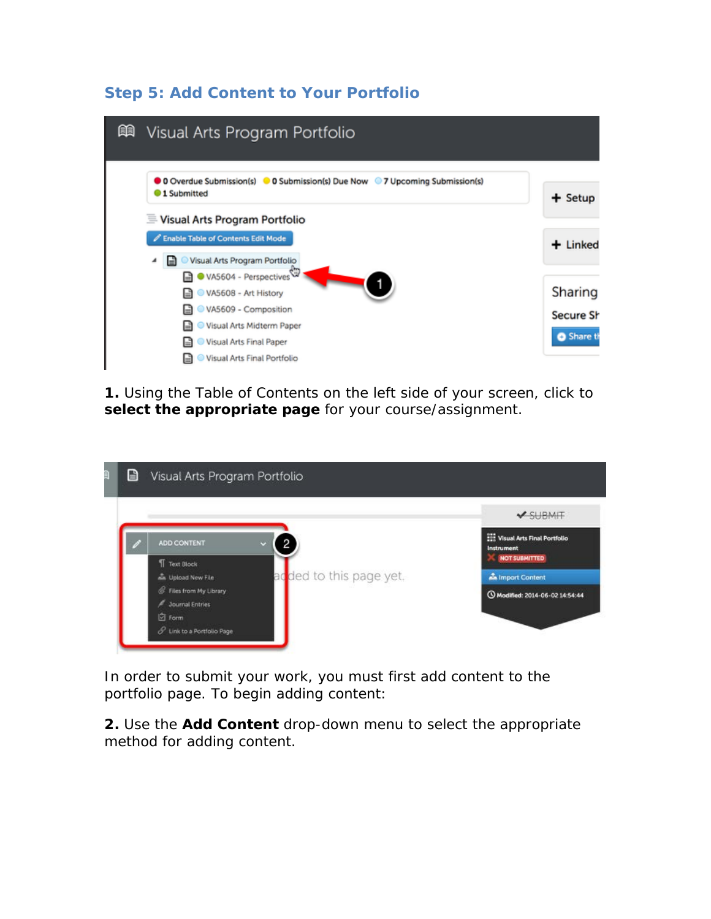## Step 5: Add Content to Your Portfolio

**1.** Using the Table of Contents on the left side of your screen, click to **select the appropriate page** for your course/assignment.

In order to submit your work, you must first add content to the portfolio page. To begin adding content:

**2.** Use the **Add Content** drop-down menu to select the appropriate method for adding content.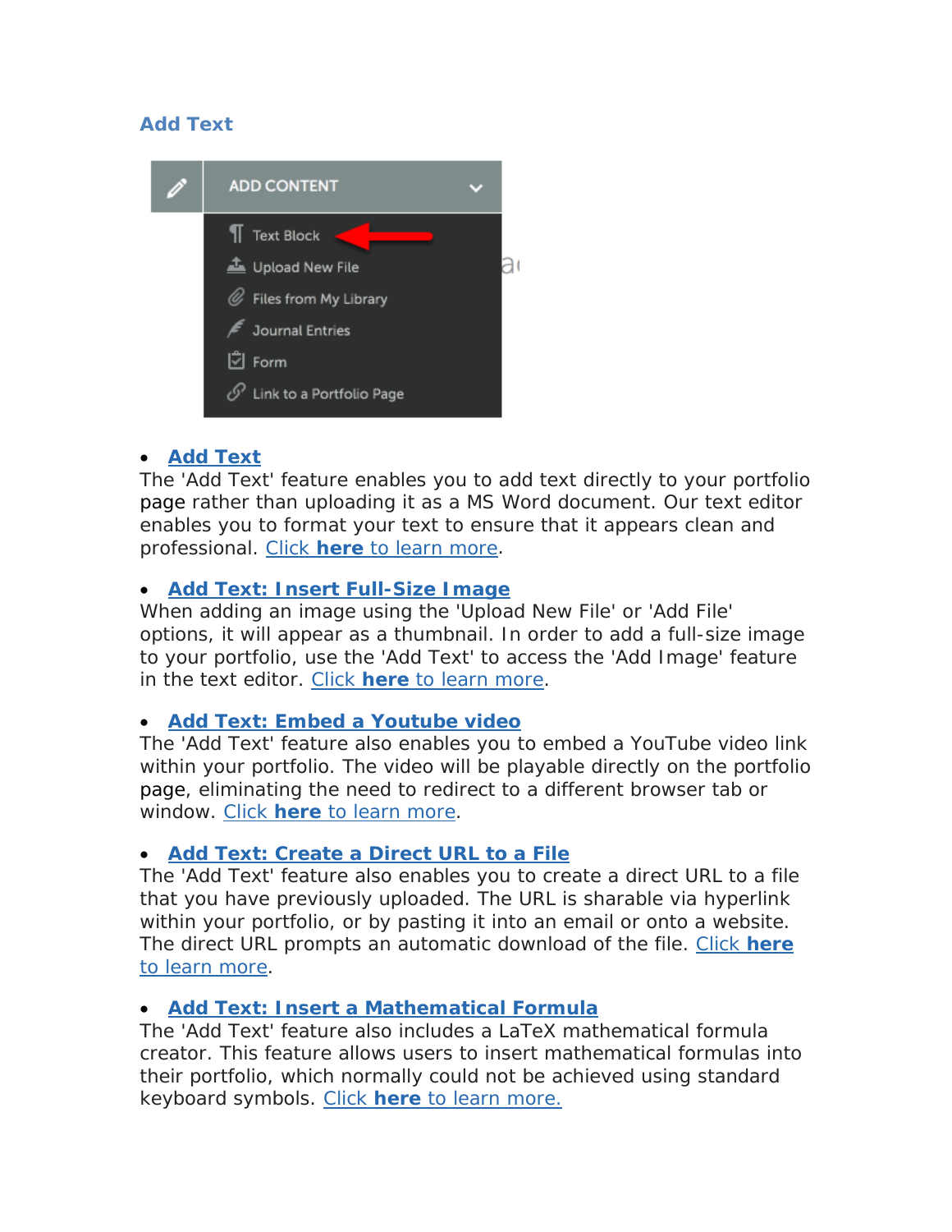## Add Text

- **Add Text**

The 'Add Text' feature enables you to add text directly to your portfolio page rather than uploading it as a MS Word document. Our text editor enables you to format your text to ensure that it appears clean and professional. Click **here** to learn more.

- **Add Text: Insert Full-Size Image**

When adding an image using the 'Upload New File' or 'Add File' options, it will appear as a thumbnail. In order to add a full-size image to your portfolio, use the 'Add Text' to access the 'Add Image' feature in the text editor. Click **here** to learn more.

- **Add Text: Embed a Youtube video**

The 'Add Text' feature also enables you to embed a YouTube video link within your portfolio. The video will be playable directly on the portfolio page, eliminating the need to redirect to a different browser tab or window. Click **here** to learn more.

- **Add Text: Create a Direct URL to a File**

The 'Add Text' feature also enables you to create a direct URL to a file that you have previously uploaded. The URL is sharable via hyperlink within your portfolio, or by pasting it into an email or onto a website. The direct URL prompts an automatic download of the file. Click **here** to learn more.

- **Add Text: Insert a Mathematical Formula**

The 'Add Text' feature also includes a LaTeX mathematical formula creator. This feature allows users to insert mathematical formulas into their portfolio, which normally could not be achieved using standard keyboard symbols. Click **here** to learn more.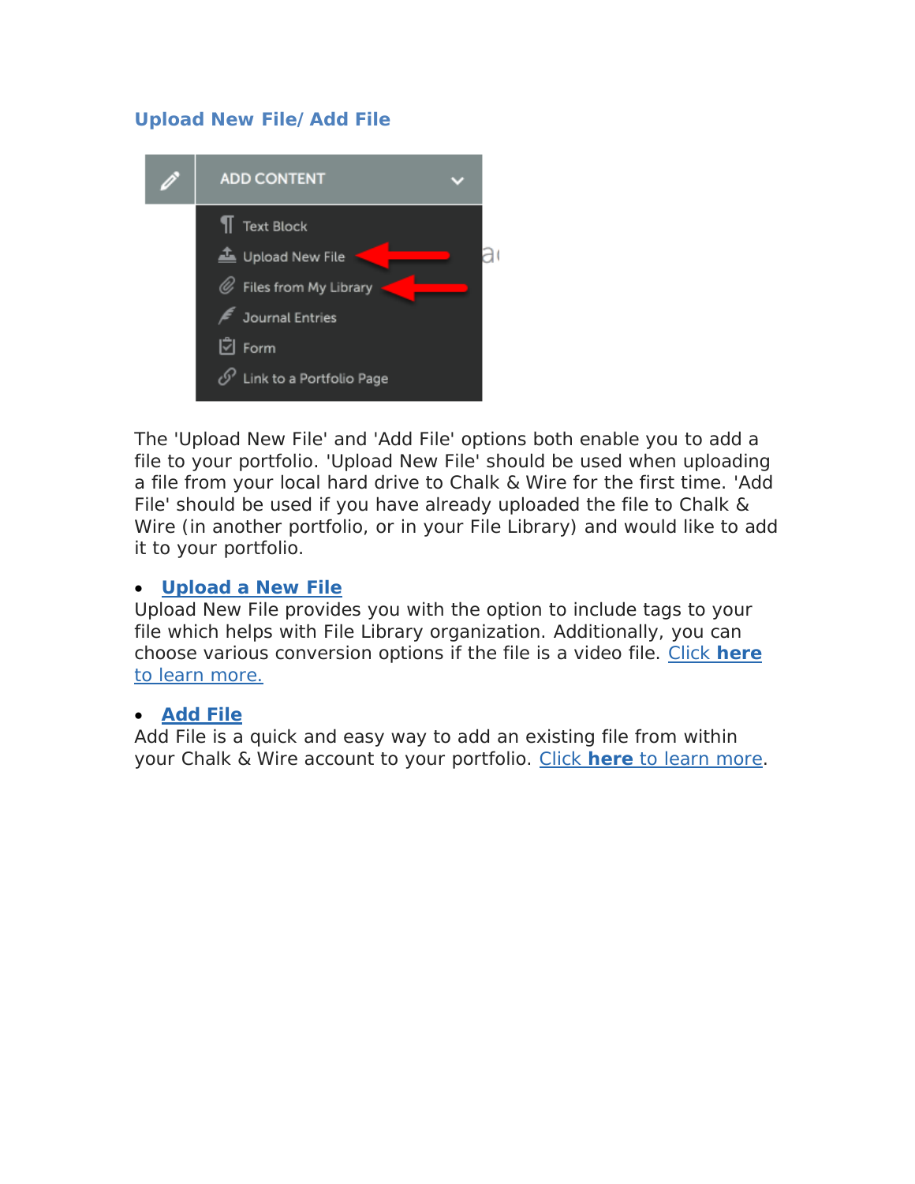## Upload New File/ Add File

The 'Upload New File' and 'Add File' options both enable you to add a file to your portfolio. 'Upload New File' should be used when uploading a file from your local hard drive to Chalk & Wire for the first time. 'Add File' should be used if you have already uploaded the file to Chalk & Wire (in another portfolio, or in your File Library) and would like to add it to your portfolio.

- **Upload a New File**
  Upload New File provides you with the option to include tags to your file which helps with File Library organization. Additionally, you can choose various conversion options if the file is a video file. Click **here** to learn more.

- **Add File**
  Add File is a quick and easy way to add an existing file from within your Chalk & Wire account to your portfolio. Click **here** to learn more.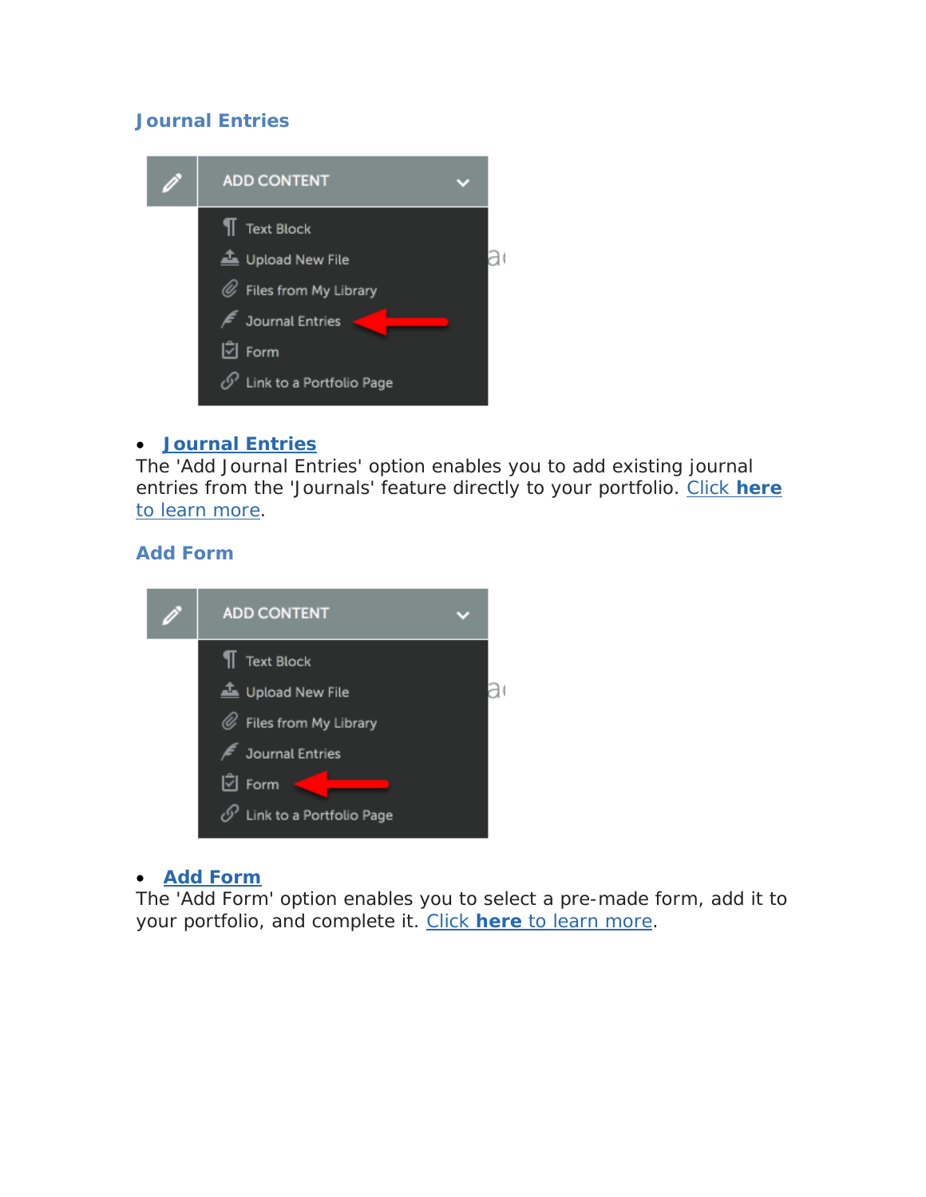### Journal Entries

- **Journal Entries**

The 'Add Journal Entries' option enables you to add existing journal entries from the 'Journals' feature directly to your portfolio. Click **here** to learn more.

### Add Form

- **Add Form**

The 'Add Form' option enables you to select a pre-made form, add it to your portfolio, and complete it. Click **here** to learn more.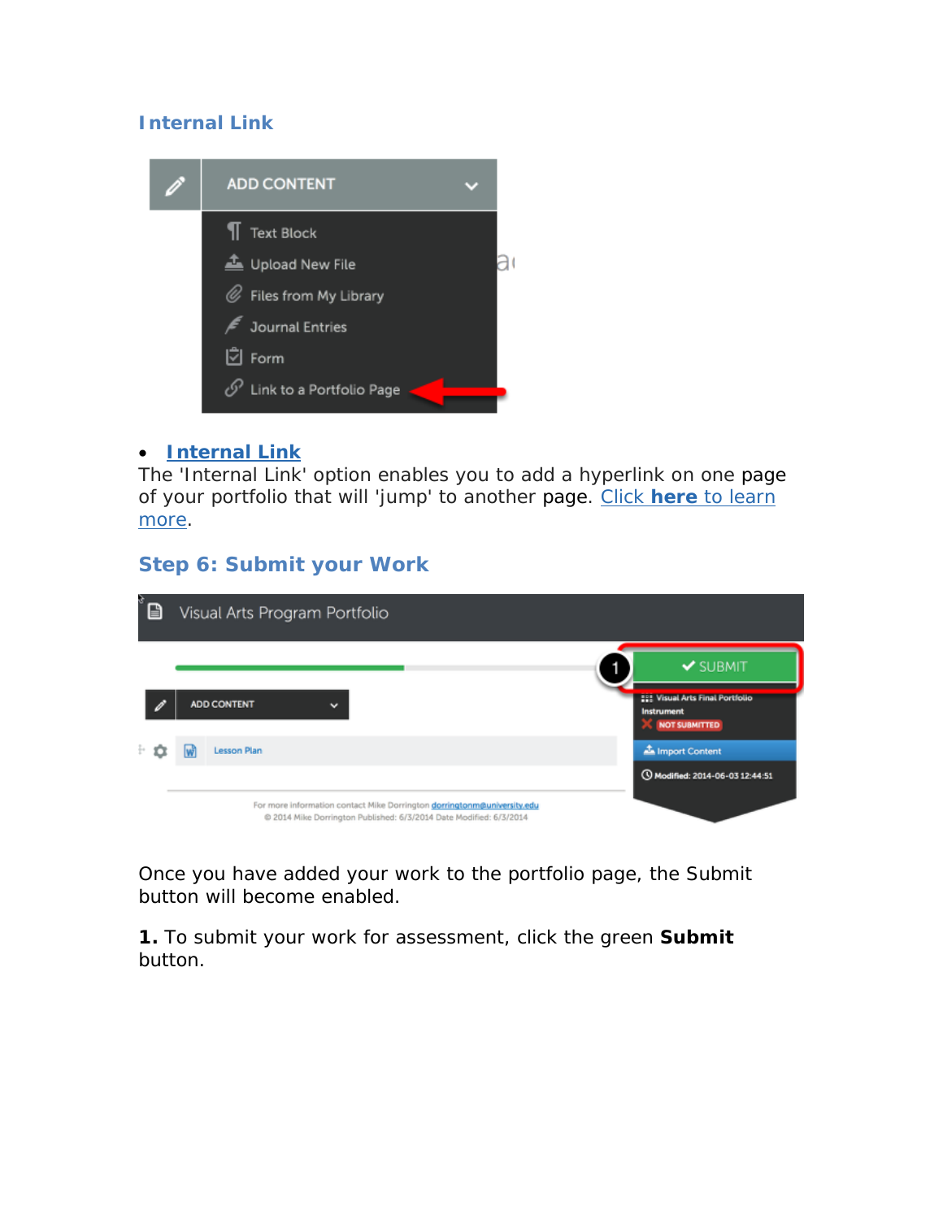### Internal Link

- **Internal Link**

The 'Internal Link' option enables you to add a hyperlink on one page of your portfolio that will 'jump' to another page. Click **here** to learn more.

### Step 6: Submit your Work

Once you have added your work to the portfolio page, the Submit button will become enabled.

**1.** To submit your work for assessment, click the green **Submit** button.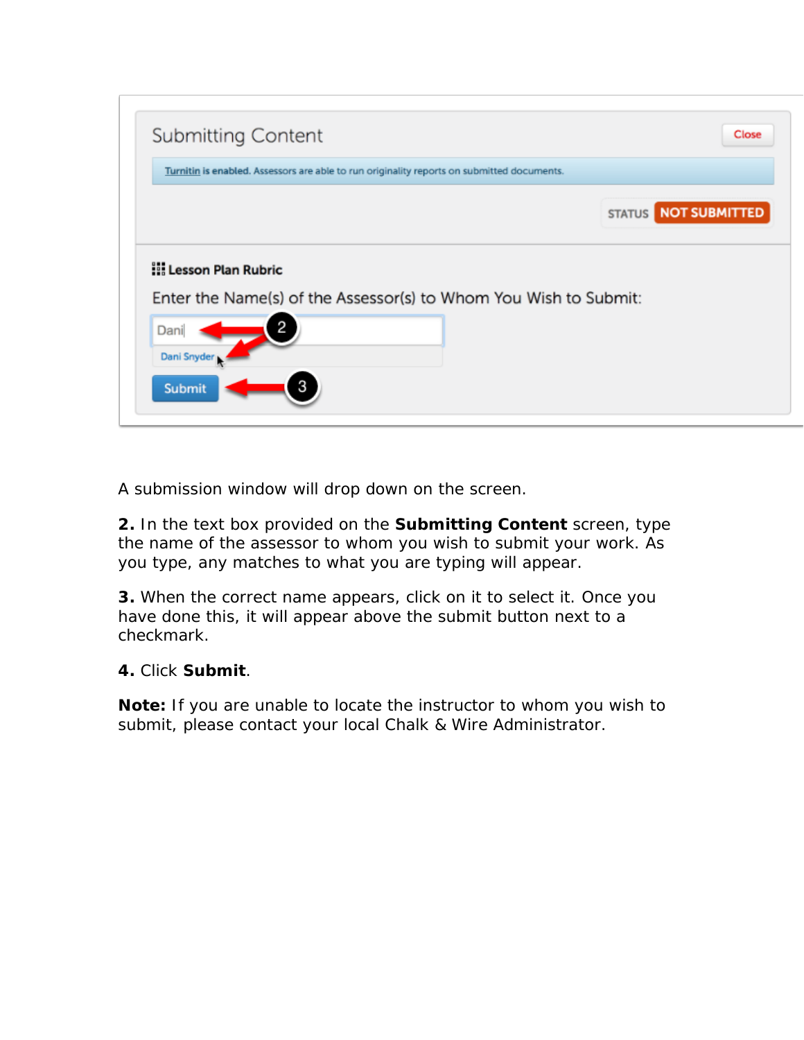A submission window will drop down on the screen.

**2.** In the text box provided on the **Submitting Content** screen, type the name of the assessor to whom you wish to submit your work. As you type, any matches to what you are typing will appear.

**3.** When the correct name appears, click on it to select it. Once you have done this, it will appear above the submit button next to a checkmark.

**4.** Click **Submit**.

**Note:** If you are unable to locate the instructor to whom you wish to submit, please contact your local Chalk & Wire Administrator.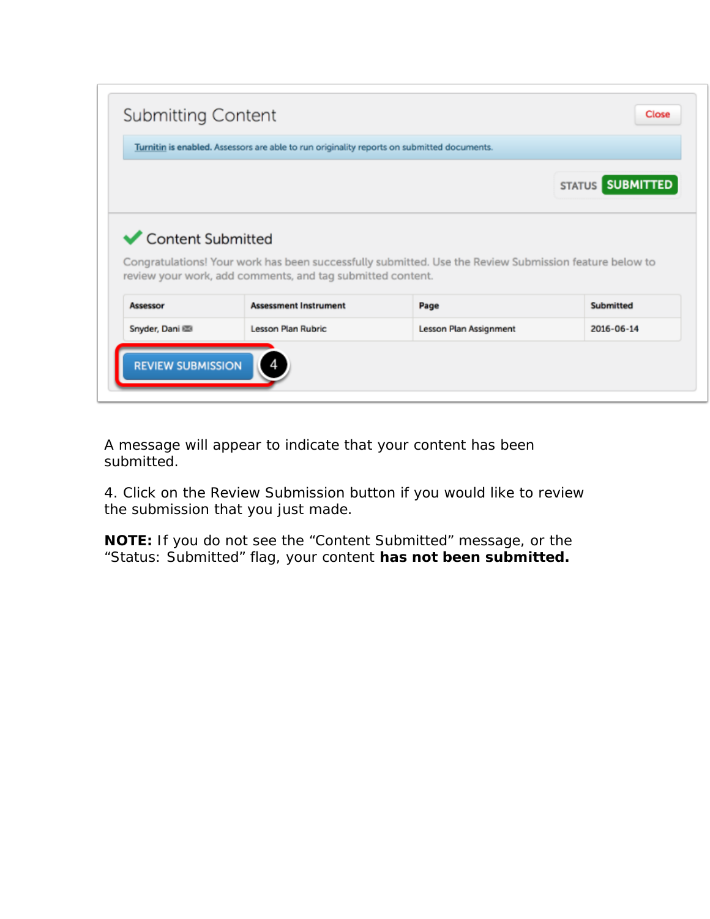A message will appear to indicate that your content has been submitted.

4. Click on the Review Submission button if you would like to review the submission that you just made.

**NOTE:** If you do not see the “Content Submitted” message, or the “Status: Submitted” flag, your content **has not been submitted.**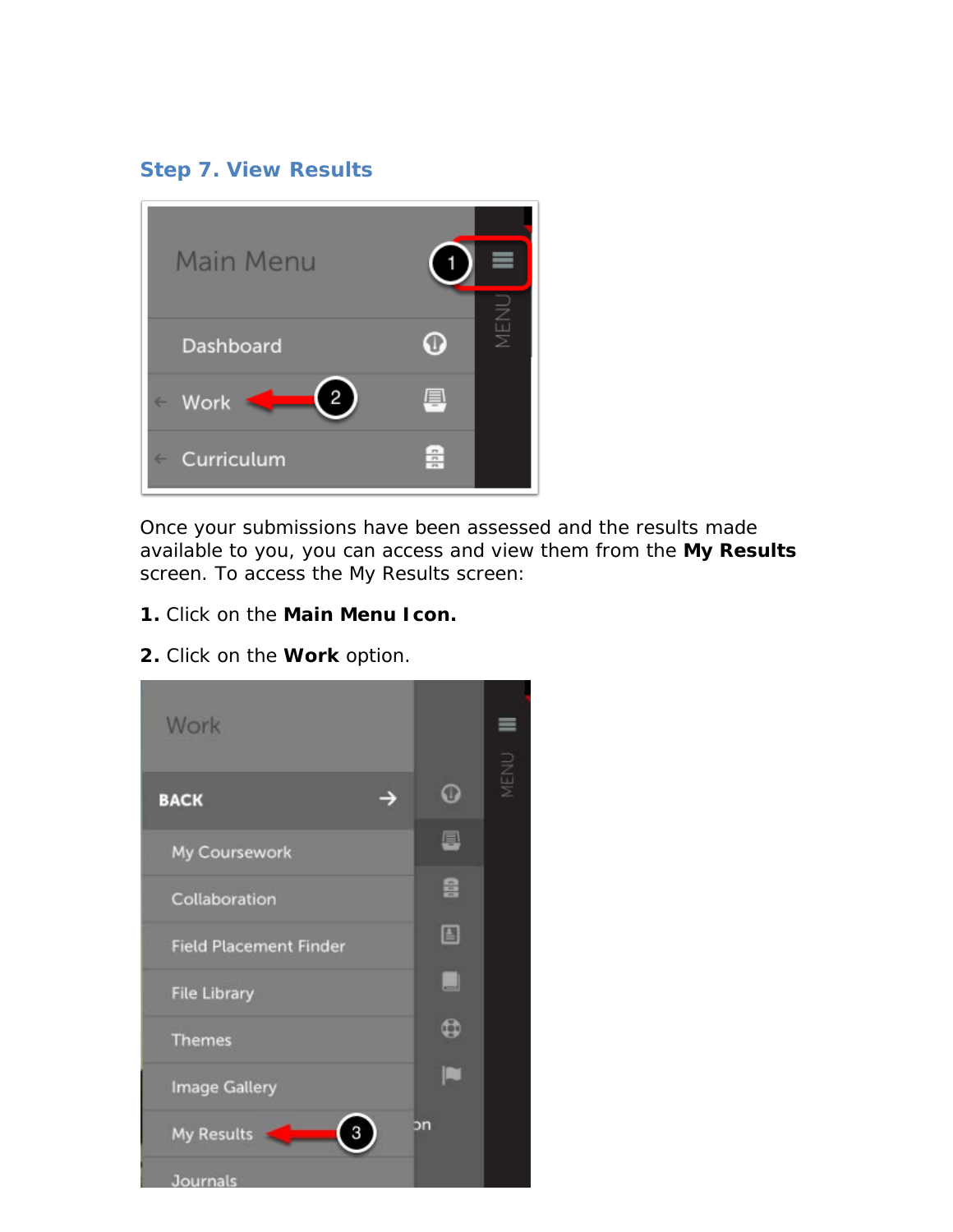### Step 7. View Results

Once your submissions have been assessed and the results made available to you, you can access and view them from the **My Results** screen. To access the My Results screen:

**1.** Click on the **Main Menu Icon.**

**2.** Click on the **Work** option.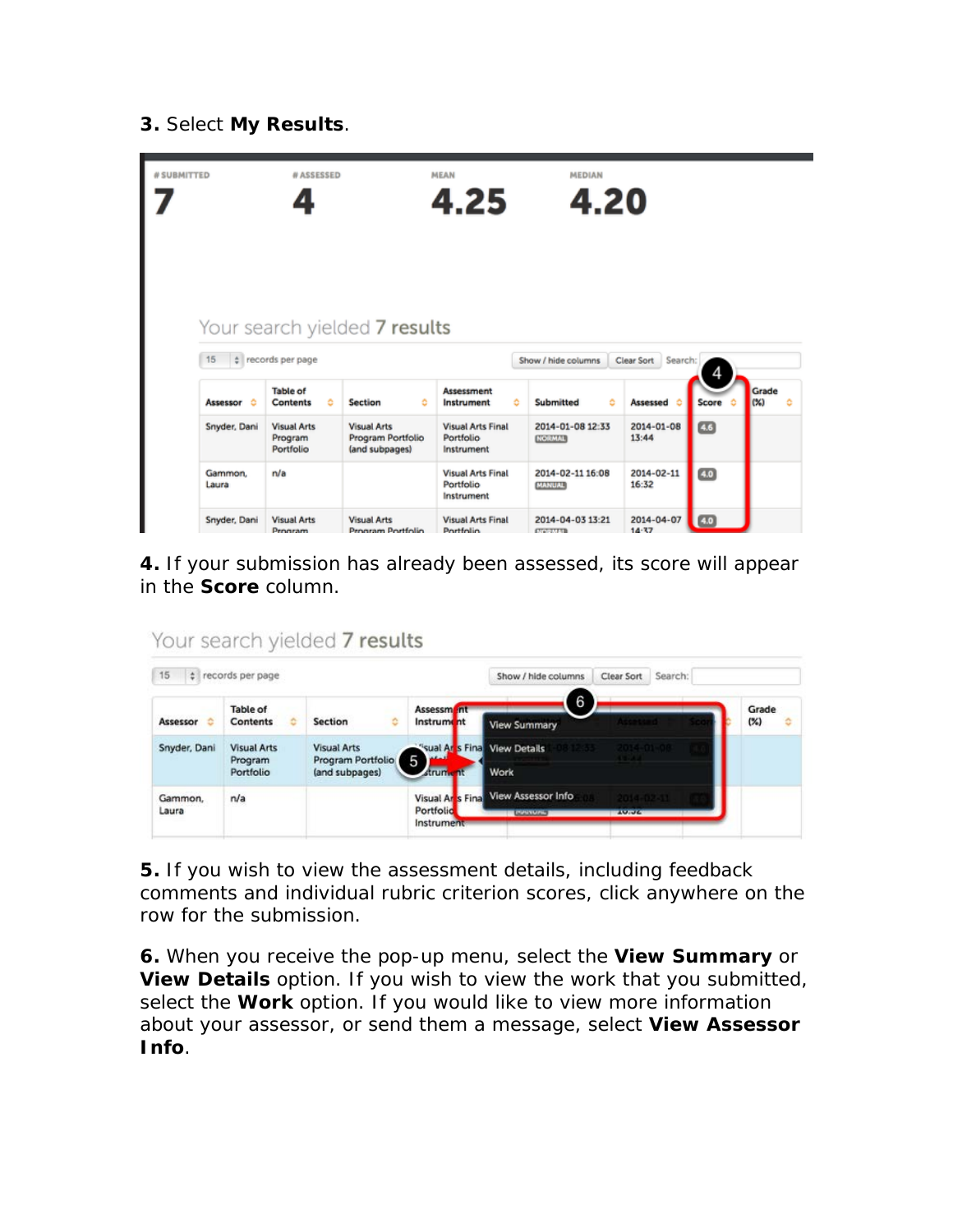**3.** Select **My Results**.

**4.** If your submission has already been assessed, its score will appear in the **Score** column.

**5.** If you wish to view the assessment details, including feedback comments and individual rubric criterion scores, click anywhere on the row for the submission.

**6.** When you receive the pop-up menu, select the **View Summary** or **View Details** option. If you wish to view the work that you submitted, select the **Work** option. If you would like to view more information about your assessor, or send them a message, select **View Assessor Info**.